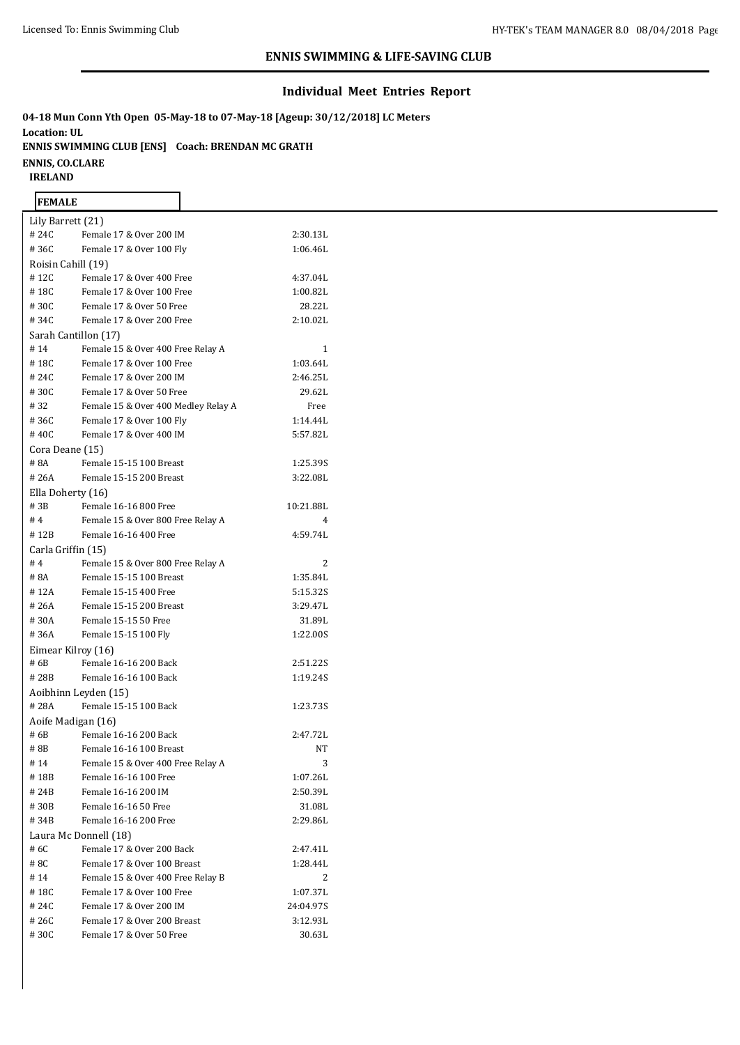**ENNIS SWIMMING & LIFE-SAVING CLUB**

## Individual Meet Entries Report

**04-18 Mun Conn Yth Open 05-May-18 to 07-May-18 [Ageup: 30/12/2018] LC Meters**

**Location: UL**

**ENNIS SWIMMING CLUB [ENS] Coach: BRENDAN MC GRATH**

**ENNIS, CO.CLARE**

**IRELAND**

**FEMALE**

| Event | Description | Entry |
|---|---|---|
| **Lily Barrett (21)** | | |
| # 24C | Female 17 & Over 200 IM | 2:30.13L |
| # 36C | Female 17 & Over 100 Fly | 1:06.46L |
| **Roisin Cahill (19)** | | |
| # 12C | Female 17 & Over 400 Free | 4:37.04L |
| # 18C | Female 17 & Over 100 Free | 1:00.82L |
| # 30C | Female 17 & Over 50 Free | 28.22L |
| # 34C | Female 17 & Over 200 Free | 2:10.02L |
| **Sarah Cantillon (17)** | | |
| # 14 | Female 15 & Over 400 Free Relay A | 1 |
| # 18C | Female 17 & Over 100 Free | 1:03.64L |
| # 24C | Female 17 & Over 200 IM | 2:46.25L |
| # 30C | Female 17 & Over 50 Free | 29.62L |
| # 32 | Female 15 & Over 400 Medley Relay A | Free |
| # 36C | Female 17 & Over 100 Fly | 1:14.44L |
| # 40C | Female 17 & Over 400 IM | 5:57.82L |
| **Cora Deane (15)** | | |
| # 8A | Female 15-15 100 Breast | 1:25.39S |
| # 26A | Female 15-15 200 Breast | 3:22.08L |
| **Ella Doherty (16)** | | |
| # 3B | Female 16-16 800 Free | 10:21.88L |
| # 4 | Female 15 & Over 800 Free Relay A | 4 |
| # 12B | Female 16-16 400 Free | 4:59.74L |
| **Carla Griffin (15)** | | |
| # 4 | Female 15 & Over 800 Free Relay A | 2 |
| # 8A | Female 15-15 100 Breast | 1:35.84L |
| # 12A | Female 15-15 400 Free | 5:15.32S |
| # 26A | Female 15-15 200 Breast | 3:29.47L |
| # 30A | Female 15-15 50 Free | 31.89L |
| # 36A | Female 15-15 100 Fly | 1:22.00S |
| **Eimear Kilroy (16)** | | |
| # 6B | Female 16-16 200 Back | 2:51.22S |
| # 28B | Female 16-16 100 Back | 1:19.24S |
| **Aoibhinn Leyden (15)** | | |
| # 28A | Female 15-15 100 Back | 1:23.73S |
| **Aoife Madigan (16)** | | |
| # 6B | Female 16-16 200 Back | 2:47.72L |
| # 8B | Female 16-16 100 Breast | NT |
| # 14 | Female 15 & Over 400 Free Relay A | 3 |
| # 18B | Female 16-16 100 Free | 1:07.26L |
| # 24B | Female 16-16 200 IM | 2:50.39L |
| # 30B | Female 16-16 50 Free | 31.08L |
| # 34B | Female 16-16 200 Free | 2:29.86L |
| **Laura Mc Donnell (18)** | | |
| # 6C | Female 17 & Over 200 Back | 2:47.41L |
| # 8C | Female 17 & Over 100 Breast | 1:28.44L |
| # 14 | Female 15 & Over 400 Free Relay B | 2 |
| # 18C | Female 17 & Over 100 Free | 1:07.37L |
| # 24C | Female 17 & Over 200 IM | 24:04.97S |
| # 26C | Female 17 & Over 200 Breast | 3:12.93L |
| # 30C | Female 17 & Over 50 Free | 30.63L |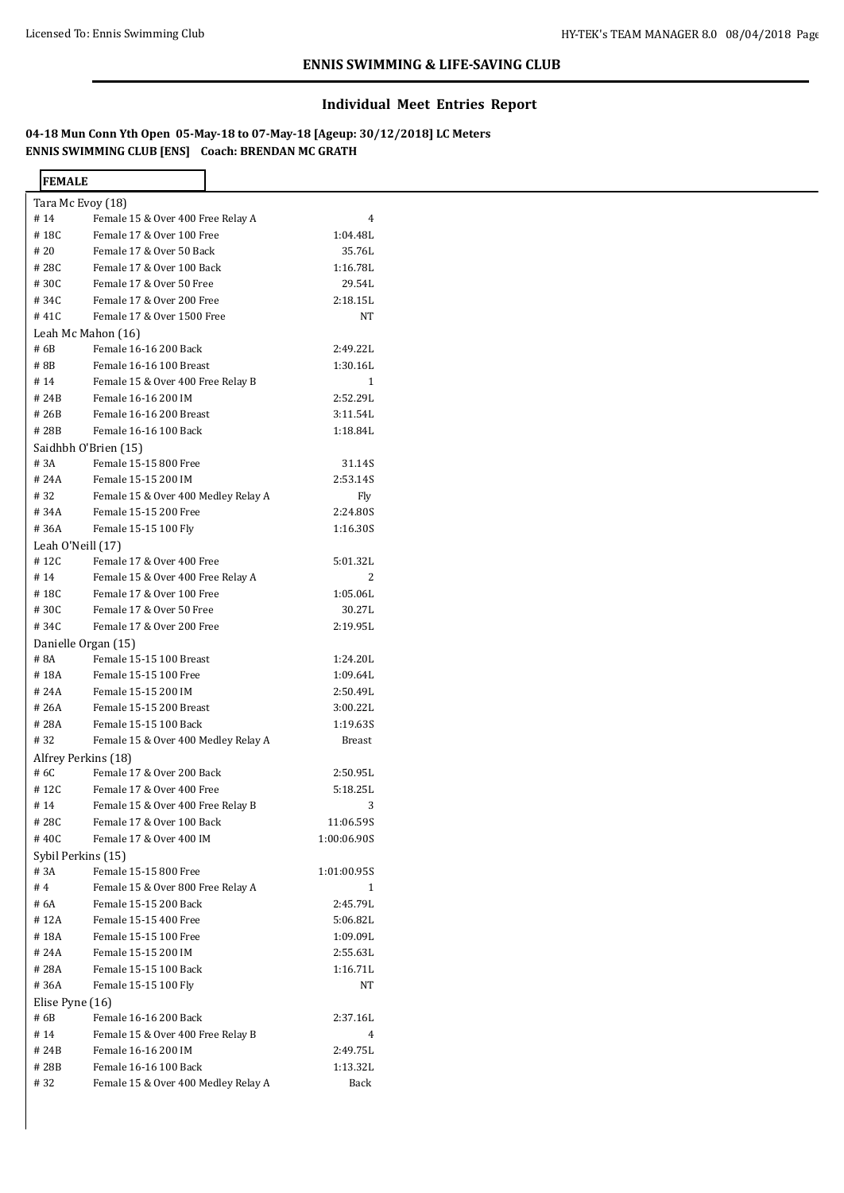## ENNIS SWIMMING & LIFE-SAVING CLUB

### Individual Meet Entries Report

**04-18 Mun Conn Yth Open 05-May-18 to 07-May-18 [Ageup: 30/12/2018] LC Meters**
**ENNIS SWIMMING CLUB [ENS] Coach: BRENDAN MC GRATH**

**FEMALE**

| | | |
|---|---|---|
| **Tara Mc Evoy (18)** | | |
| # 14 | Female 15 & Over 400 Free Relay A | 4 |
| # 18C | Female 17 & Over 100 Free | 1:04.48L |
| # 20 | Female 17 & Over 50 Back | 35.76L |
| # 28C | Female 17 & Over 100 Back | 1:16.78L |
| # 30C | Female 17 & Over 50 Free | 29.54L |
| # 34C | Female 17 & Over 200 Free | 2:18.15L |
| # 41C | Female 17 & Over 1500 Free | NT |
| **Leah Mc Mahon (16)** | | |
| # 6B | Female 16-16 200 Back | 2:49.22L |
| # 8B | Female 16-16 100 Breast | 1:30.16L |
| # 14 | Female 15 & Over 400 Free Relay B | 1 |
| # 24B | Female 16-16 200 IM | 2:52.29L |
| # 26B | Female 16-16 200 Breast | 3:11.54L |
| # 28B | Female 16-16 100 Back | 1:18.84L |
| **Saidhbh O'Brien (15)** | | |
| # 3A | Female 15-15 800 Free | 31.14S |
| # 24A | Female 15-15 200 IM | 2:53.14S |
| # 32 | Female 15 & Over 400 Medley Relay A | Fly |
| # 34A | Female 15-15 200 Free | 2:24.80S |
| # 36A | Female 15-15 100 Fly | 1:16.30S |
| **Leah O'Neill (17)** | | |
| # 12C | Female 17 & Over 400 Free | 5:01.32L |
| # 14 | Female 15 & Over 400 Free Relay A | 2 |
| # 18C | Female 17 & Over 100 Free | 1:05.06L |
| # 30C | Female 17 & Over 50 Free | 30.27L |
| # 34C | Female 17 & Over 200 Free | 2:19.95L |
| **Danielle Organ (15)** | | |
| # 8A | Female 15-15 100 Breast | 1:24.20L |
| # 18A | Female 15-15 100 Free | 1:09.64L |
| # 24A | Female 15-15 200 IM | 2:50.49L |
| # 26A | Female 15-15 200 Breast | 3:00.22L |
| # 28A | Female 15-15 100 Back | 1:19.63S |
| # 32 | Female 15 & Over 400 Medley Relay A | Breast |
| **Alfrey Perkins (18)** | | |
| # 6C | Female 17 & Over 200 Back | 2:50.95L |
| # 12C | Female 17 & Over 400 Free | 5:18.25L |
| # 14 | Female 15 & Over 400 Free Relay B | 3 |
| # 28C | Female 17 & Over 100 Back | 11:06.59S |
| # 40C | Female 17 & Over 400 IM | 1:00:06.90S |
| **Sybil Perkins (15)** | | |
| # 3A | Female 15-15 800 Free | 1:01:00.95S |
| # 4 | Female 15 & Over 800 Free Relay A | 1 |
| # 6A | Female 15-15 200 Back | 2:45.79L |
| # 12A | Female 15-15 400 Free | 5:06.82L |
| # 18A | Female 15-15 100 Free | 1:09.09L |
| # 24A | Female 15-15 200 IM | 2:55.63L |
| # 28A | Female 15-15 100 Back | 1:16.71L |
| # 36A | Female 15-15 100 Fly | NT |
| **Elise Pyne (16)** | | |
| # 6B | Female 16-16 200 Back | 2:37.16L |
| # 14 | Female 15 & Over 400 Free Relay B | 4 |
| # 24B | Female 16-16 200 IM | 2:49.75L |
| # 28B | Female 16-16 100 Back | 1:13.32L |
| # 32 | Female 15 & Over 400 Medley Relay A | Back |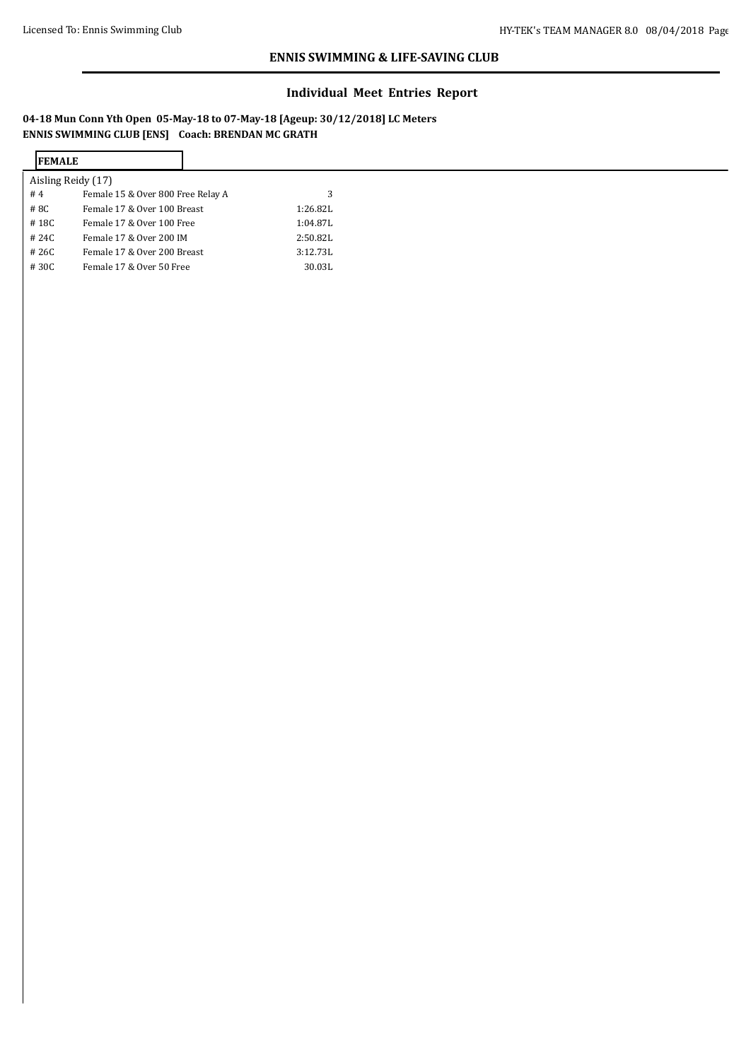## ENNIS SWIMMING & LIFE-SAVING CLUB

### Individual Meet Entries Report

**04-18 Mun Conn Yth Open 05-May-18 to 07-May-18 [Ageup: 30/12/2018] LC Meters**
**ENNIS SWIMMING CLUB [ENS] Coach: BRENDAN MC GRATH**

**FEMALE**

Aisling Reidy (17)

| | | |
|---|---|---|
| # 4 | Female 15 & Over 800 Free Relay A | 3 |
| # 8C | Female 17 & Over 100 Breast | 1:26.82L |
| # 18C | Female 17 & Over 100 Free | 1:04.87L |
| # 24C | Female 17 & Over 200 IM | 2:50.82L |
| # 26C | Female 17 & Over 200 Breast | 3:12.73L |
| # 30C | Female 17 & Over 50 Free | 30.03L |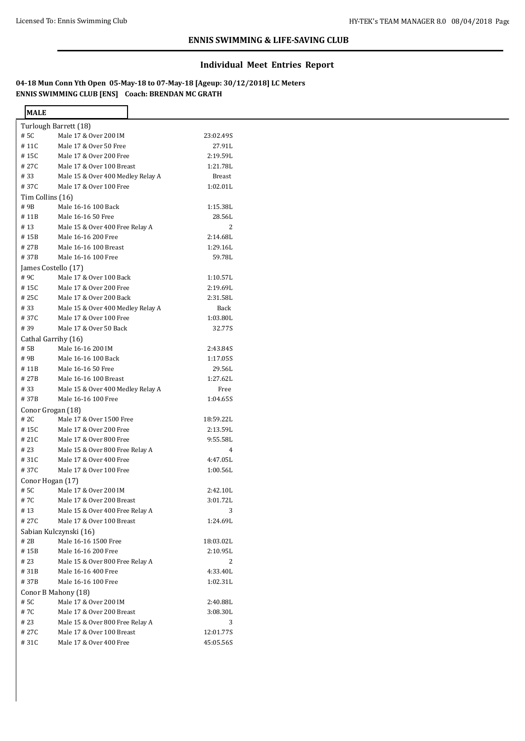## ENNIS SWIMMING & LIFE-SAVING CLUB

### Individual Meet Entries Report

**04-18 Mun Conn Yth Open 05-May-18 to 07-May-18 [Ageup: 30/12/2018] LC Meters**
**ENNIS SWIMMING CLUB [ENS] Coach: BRENDAN MC GRATH**

**MALE**

| | | |
|---|---|---|
| **Turlough Barrett (18)** | | |
| # 5C | Male 17 & Over 200 IM | 23:02.49S |
| # 11C | Male 17 & Over 50 Free | 27.91L |
| # 15C | Male 17 & Over 200 Free | 2:19.59L |
| # 27C | Male 17 & Over 100 Breast | 1:21.78L |
| # 33 | Male 15 & Over 400 Medley Relay A | Breast |
| # 37C | Male 17 & Over 100 Free | 1:02.01L |
| **Tim Collins (16)** | | |
| # 9B | Male 16-16 100 Back | 1:15.38L |
| # 11B | Male 16-16 50 Free | 28.56L |
| # 13 | Male 15 & Over 400 Free Relay A | 2 |
| # 15B | Male 16-16 200 Free | 2:14.68L |
| # 27B | Male 16-16 100 Breast | 1:29.16L |
| # 37B | Male 16-16 100 Free | 59.78L |
| **James Costello (17)** | | |
| # 9C | Male 17 & Over 100 Back | 1:10.57L |
| # 15C | Male 17 & Over 200 Free | 2:19.69L |
| # 25C | Male 17 & Over 200 Back | 2:31.58L |
| # 33 | Male 15 & Over 400 Medley Relay A | Back |
| # 37C | Male 17 & Over 100 Free | 1:03.80L |
| # 39 | Male 17 & Over 50 Back | 32.77S |
| **Cathal Garrihy (16)** | | |
| # 5B | Male 16-16 200 IM | 2:43.84S |
| # 9B | Male 16-16 100 Back | 1:17.05S |
| # 11B | Male 16-16 50 Free | 29.56L |
| # 27B | Male 16-16 100 Breast | 1:27.62L |
| # 33 | Male 15 & Over 400 Medley Relay A | Free |
| # 37B | Male 16-16 100 Free | 1:04.65S |
| **Conor Grogan (18)** | | |
| # 2C | Male 17 & Over 1500 Free | 18:59.22L |
| # 15C | Male 17 & Over 200 Free | 2:13.59L |
| # 21C | Male 17 & Over 800 Free | 9:55.58L |
| # 23 | Male 15 & Over 800 Free Relay A | 4 |
| # 31C | Male 17 & Over 400 Free | 4:47.05L |
| # 37C | Male 17 & Over 100 Free | 1:00.56L |
| **Conor Hogan (17)** | | |
| # 5C | Male 17 & Over 200 IM | 2:42.10L |
| # 7C | Male 17 & Over 200 Breast | 3:01.72L |
| # 13 | Male 15 & Over 400 Free Relay A | 3 |
| # 27C | Male 17 & Over 100 Breast | 1:24.69L |
| **Sabian Kulczynski (16)** | | |
| # 2B | Male 16-16 1500 Free | 18:03.02L |
| # 15B | Male 16-16 200 Free | 2:10.95L |
| # 23 | Male 15 & Over 800 Free Relay A | 2 |
| # 31B | Male 16-16 400 Free | 4:33.40L |
| # 37B | Male 16-16 100 Free | 1:02.31L |
| **Conor B Mahony (18)** | | |
| # 5C | Male 17 & Over 200 IM | 2:40.88L |
| # 7C | Male 17 & Over 200 Breast | 3:08.30L |
| # 23 | Male 15 & Over 800 Free Relay A | 3 |
| # 27C | Male 17 & Over 100 Breast | 12:01.77S |
| # 31C | Male 17 & Over 400 Free | 45:05.56S |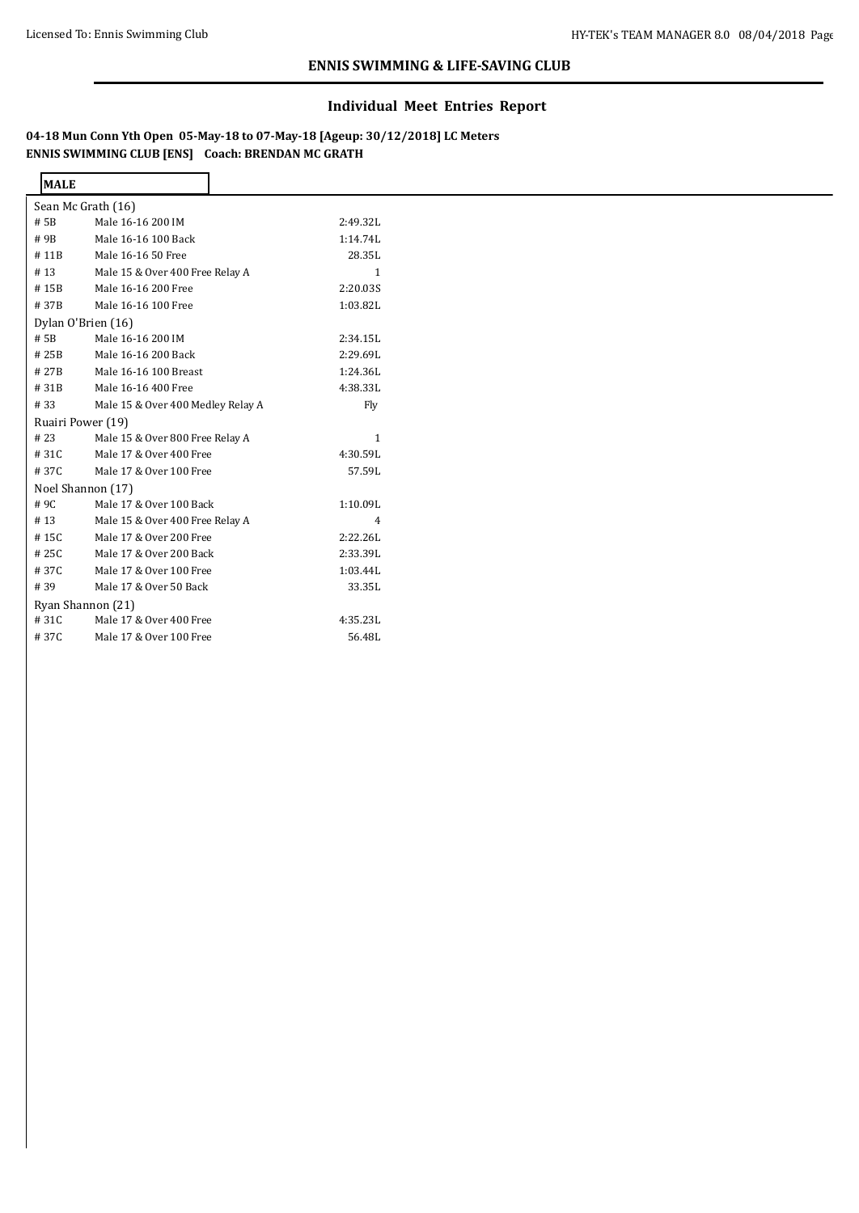## ENNIS SWIMMING & LIFE-SAVING CLUB

## Individual Meet Entries Report

**04-18 Mun Conn Yth Open 05-May-18 to 07-May-18 [Ageup: 30/12/2018] LC Meters**
**ENNIS SWIMMING CLUB [ENS] Coach: BRENDAN MC GRATH**

**MALE**

| Event | Description | Entry |
|---|---|---|
| Sean Mc Grath (16) | | |
| # 5B | Male 16-16 200 IM | 2:49.32L |
| # 9B | Male 16-16 100 Back | 1:14.74L |
| # 11B | Male 16-16 50 Free | 28.35L |
| # 13 | Male 15 & Over 400 Free Relay A | 1 |
| # 15B | Male 16-16 200 Free | 2:20.03S |
| # 37B | Male 16-16 100 Free | 1:03.82L |
| Dylan O'Brien (16) | | |
| # 5B | Male 16-16 200 IM | 2:34.15L |
| # 25B | Male 16-16 200 Back | 2:29.69L |
| # 27B | Male 16-16 100 Breast | 1:24.36L |
| # 31B | Male 16-16 400 Free | 4:38.33L |
| # 33 | Male 15 & Over 400 Medley Relay A | Fly |
| Ruairi Power (19) | | |
| # 23 | Male 15 & Over 800 Free Relay A | 1 |
| # 31C | Male 17 & Over 400 Free | 4:30.59L |
| # 37C | Male 17 & Over 100 Free | 57.59L |
| Noel Shannon (17) | | |
| # 9C | Male 17 & Over 100 Back | 1:10.09L |
| # 13 | Male 15 & Over 400 Free Relay A | 4 |
| # 15C | Male 17 & Over 200 Free | 2:22.26L |
| # 25C | Male 17 & Over 200 Back | 2:33.39L |
| # 37C | Male 17 & Over 100 Free | 1:03.44L |
| # 39 | Male 17 & Over 50 Back | 33.35L |
| Ryan Shannon (21) | | |
| # 31C | Male 17 & Over 400 Free | 4:35.23L |
| # 37C | Male 17 & Over 100 Free | 56.48L |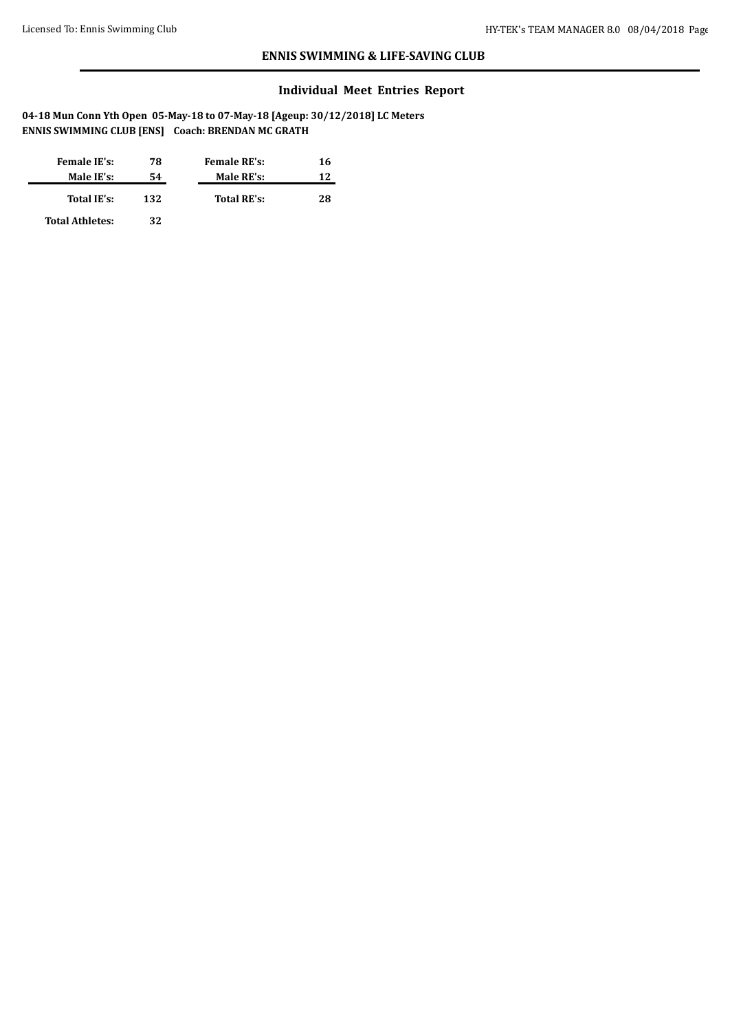## ENNIS SWIMMING & LIFE-SAVING CLUB

### Individual Meet Entries Report

**04-18 Mun Conn Yth Open 05-May-18 to 07-May-18 [Ageup: 30/12/2018] LC Meters**
**ENNIS SWIMMING CLUB [ENS] Coach: BRENDAN MC GRATH**

| | | | |
|---|---|---|---|
| **Female IE's:** | **78** | **Female RE's:** | **16** |
| **Male IE's:** | **54** | **Male RE's:** | **12** |
| **Total IE's:** | **132** | **Total RE's:** | **28** |
| **Total Athletes:** | **32** | | |